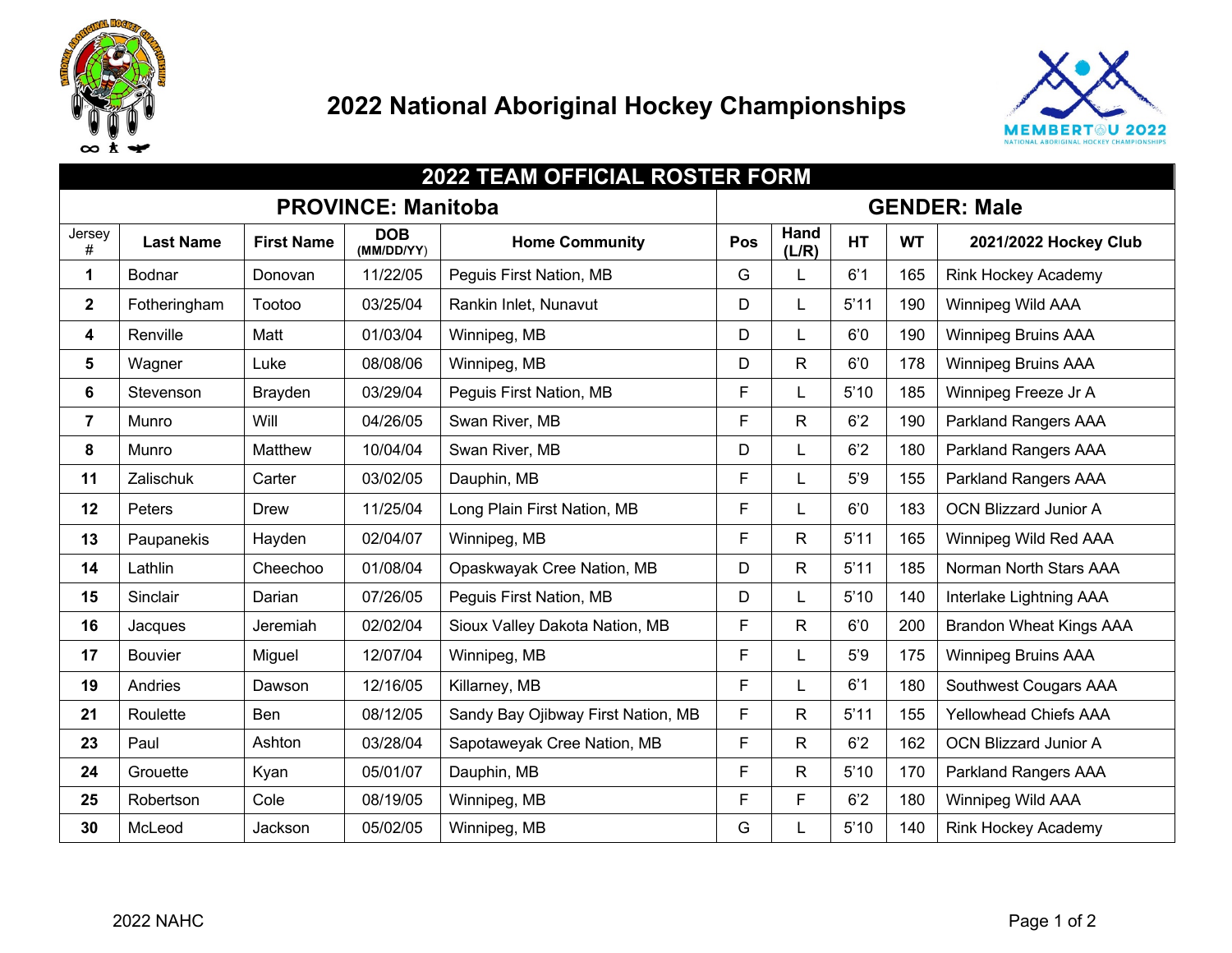# 2022 National Aboriginal Hockey Championships

## 2022 TEAM OFFICIAL ROSTER FORM

| PROVINCE: Manitoba | | | | | GENDER: Male | | | | |
|---|---|---|---|---|---|---|---|---|---|
| Jersey # | Last Name | First Name | DOB (MM/DD/YY) | Home Community | Pos | Hand (L/R) | HT | WT | 2021/2022 Hockey Club |
| 1 | Bodnar | Donovan | 11/22/05 | Peguis First Nation, MB | G | L | 6'1 | 165 | Rink Hockey Academy |
| 2 | Fotheringham | Tootoo | 03/25/04 | Rankin Inlet, Nunavut | D | L | 5'11 | 190 | Winnipeg Wild AAA |
| 4 | Renville | Matt | 01/03/04 | Winnipeg, MB | D | L | 6'0 | 190 | Winnipeg Bruins AAA |
| 5 | Wagner | Luke | 08/08/06 | Winnipeg, MB | D | R | 6'0 | 178 | Winnipeg Bruins AAA |
| 6 | Stevenson | Brayden | 03/29/04 | Peguis First Nation, MB | F | L | 5'10 | 185 | Winnipeg Freeze Jr A |
| 7 | Munro | Will | 04/26/05 | Swan River, MB | F | R | 6'2 | 190 | Parkland Rangers AAA |
| 8 | Munro | Matthew | 10/04/04 | Swan River, MB | D | L | 6'2 | 180 | Parkland Rangers AAA |
| 11 | Zalischuk | Carter | 03/02/05 | Dauphin, MB | F | L | 5'9 | 155 | Parkland Rangers AAA |
| 12 | Peters | Drew | 11/25/04 | Long Plain First Nation, MB | F | L | 6'0 | 183 | OCN Blizzard Junior A |
| 13 | Paupanekis | Hayden | 02/04/07 | Winnipeg, MB | F | R | 5'11 | 165 | Winnipeg Wild Red AAA |
| 14 | Lathlin | Cheechoo | 01/08/04 | Opaskwayak Cree Nation, MB | D | R | 5'11 | 185 | Norman North Stars AAA |
| 15 | Sinclair | Darian | 07/26/05 | Peguis First Nation, MB | D | L | 5'10 | 140 | Interlake Lightning AAA |
| 16 | Jacques | Jeremiah | 02/02/04 | Sioux Valley Dakota Nation, MB | F | R | 6'0 | 200 | Brandon Wheat Kings AAA |
| 17 | Bouvier | Miguel | 12/07/04 | Winnipeg, MB | F | L | 5'9 | 175 | Winnipeg Bruins AAA |
| 19 | Andries | Dawson | 12/16/05 | Killarney, MB | F | L | 6'1 | 180 | Southwest Cougars AAA |
| 21 | Roulette | Ben | 08/12/05 | Sandy Bay Ojibway First Nation, MB | F | R | 5'11 | 155 | Yellowhead Chiefs AAA |
| 23 | Paul | Ashton | 03/28/04 | Sapotaweyak Cree Nation, MB | F | R | 6'2 | 162 | OCN Blizzard Junior A |
| 24 | Grouette | Kyan | 05/01/07 | Dauphin, MB | F | R | 5'10 | 170 | Parkland Rangers AAA |
| 25 | Robertson | Cole | 08/19/05 | Winnipeg, MB | F | F | 6'2 | 180 | Winnipeg Wild AAA |
| 30 | McLeod | Jackson | 05/02/05 | Winnipeg, MB | G | L | 5'10 | 140 | Rink Hockey Academy |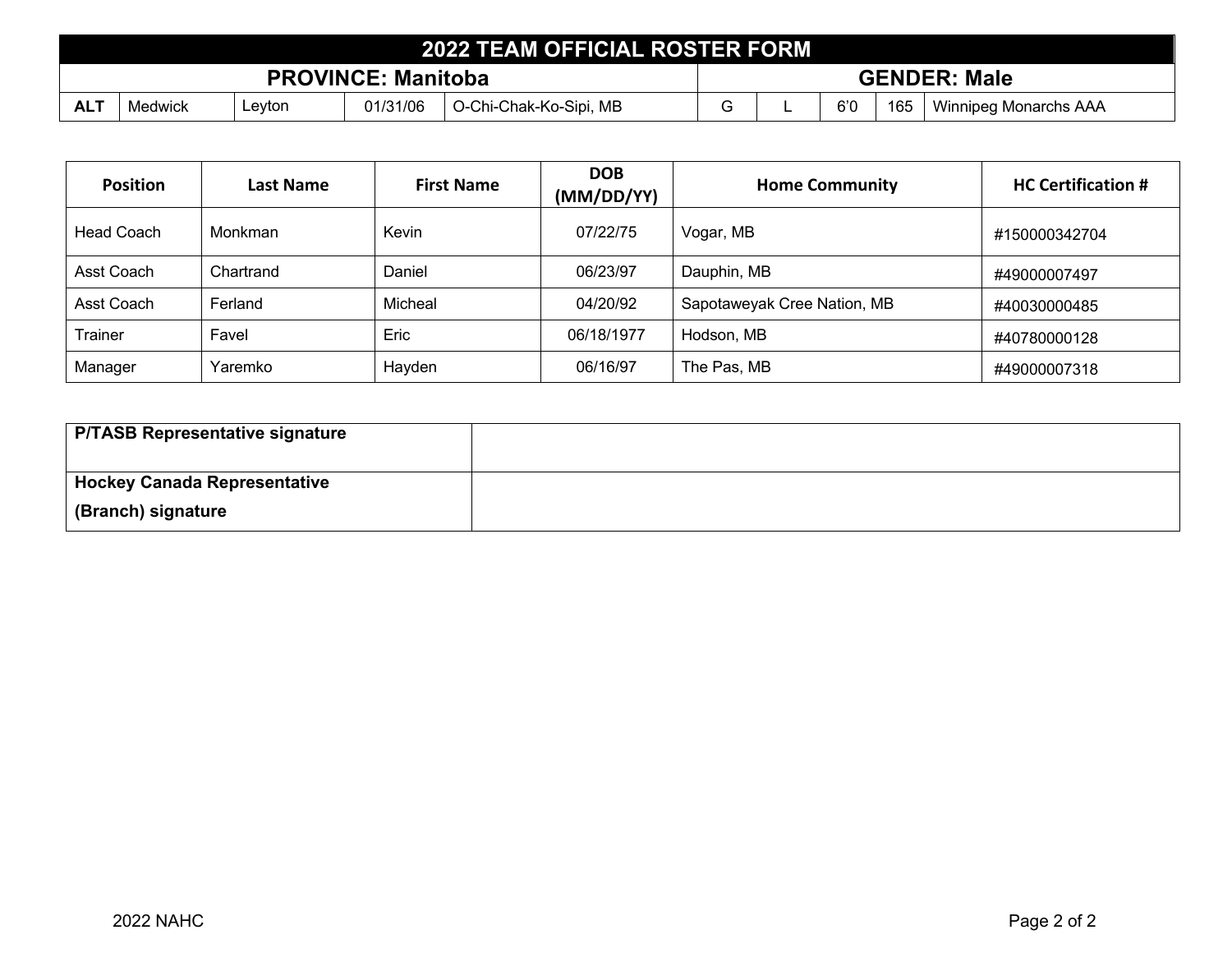## 2022 TEAM OFFICIAL ROSTER FORM

| PROVINCE: Manitoba | | | | | GENDER: Male | | | | |
|---|---|---|---|---|---|---|---|---|---|
| **ALT** | Medwick | Leyton | 01/31/06 | O-Chi-Chak-Ko-Sipi, MB | G | L | 6'0 | 165 | Winnipeg Monarchs AAA |

| Position | Last Name | First Name | DOB (MM/DD/YY) | Home Community | HC Certification # |
|---|---|---|---|---|---|
| Head Coach | Monkman | Kevin | 07/22/75 | Vogar, MB | #150000342704 |
| Asst Coach | Chartrand | Daniel | 06/23/97 | Dauphin, MB | #49000007497 |
| Asst Coach | Ferland | Micheal | 04/20/92 | Sapotaweyak Cree Nation, MB | #40030000485 |
| Trainer | Favel | Eric | 06/18/1977 | Hodson, MB | #40780000128 |
| Manager | Yaremko | Hayden | 06/16/97 | The Pas, MB | #49000007318 |

| | |
|---|---|
| **P/TASB Representative signature** | |
| **Hockey Canada Representative (Branch) signature** | |

2022 NAHC